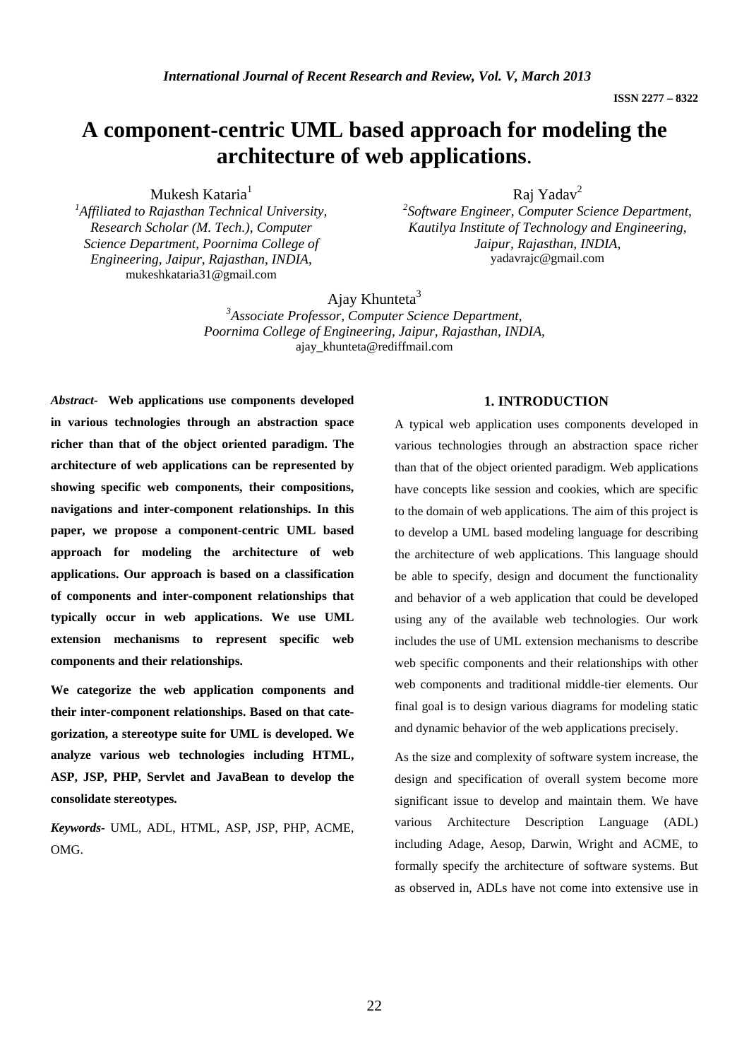# A component-centric UML based approach for modeling the architecture of web applications.

Mukesh Kataria[1]

[1]*Affiliated to Rajasthan Technical University, Research Scholar (M. Tech.), Computer Science Department, Poornima College of Engineering, Jaipur, Rajasthan, INDIA,*
mukeshkataria31@gmail.com

Raj Yadav[2]

[2]*Software Engineer, Computer Science Department, Kautilya Institute of Technology and Engineering, Jaipur, Rajasthan, INDIA,*
yadavrajc@gmail.com

Ajay Khunteta[3]

[3]*Associate Professor, Computer Science Department, Poornima College of Engineering, Jaipur, Rajasthan, INDIA,*
ajay_khunteta@rediffmail.com

***Abstract-*** **Web applications use components developed in various technologies through an abstraction space richer than that of the object oriented paradigm. The architecture of web applications can be represented by showing specific web components, their compositions, navigations and inter-component relationships. In this paper, we propose a component-centric UML based approach for modeling the architecture of web applications. Our approach is based on a classification of components and inter-component relationships that typically occur in web applications. We use UML extension mechanisms to represent specific web components and their relationships.**

**We categorize the web application components and their inter-component relationships. Based on that categorization, a stereotype suite for UML is developed. We analyze various web technologies including HTML, ASP, JSP, PHP, Servlet and JavaBean to develop the consolidate stereotypes.**

***Keywords-*** UML, ADL, HTML, ASP, JSP, PHP, ACME, OMG.

## 1. INTRODUCTION

A typical web application uses components developed in various technologies through an abstraction space richer than that of the object oriented paradigm. Web applications have concepts like session and cookies, which are specific to the domain of web applications. The aim of this project is to develop a UML based modeling language for describing the architecture of web applications. This language should be able to specify, design and document the functionality and behavior of a web application that could be developed using any of the available web technologies. Our work includes the use of UML extension mechanisms to describe web specific components and their relationships with other web components and traditional middle-tier elements. Our final goal is to design various diagrams for modeling static and dynamic behavior of the web applications precisely.

As the size and complexity of software system increase, the design and specification of overall system become more significant issue to develop and maintain them. We have various Architecture Description Language (ADL) including Adage, Aesop, Darwin, Wright and ACME, to formally specify the architecture of software systems. But as observed in, ADLs have not come into extensive use in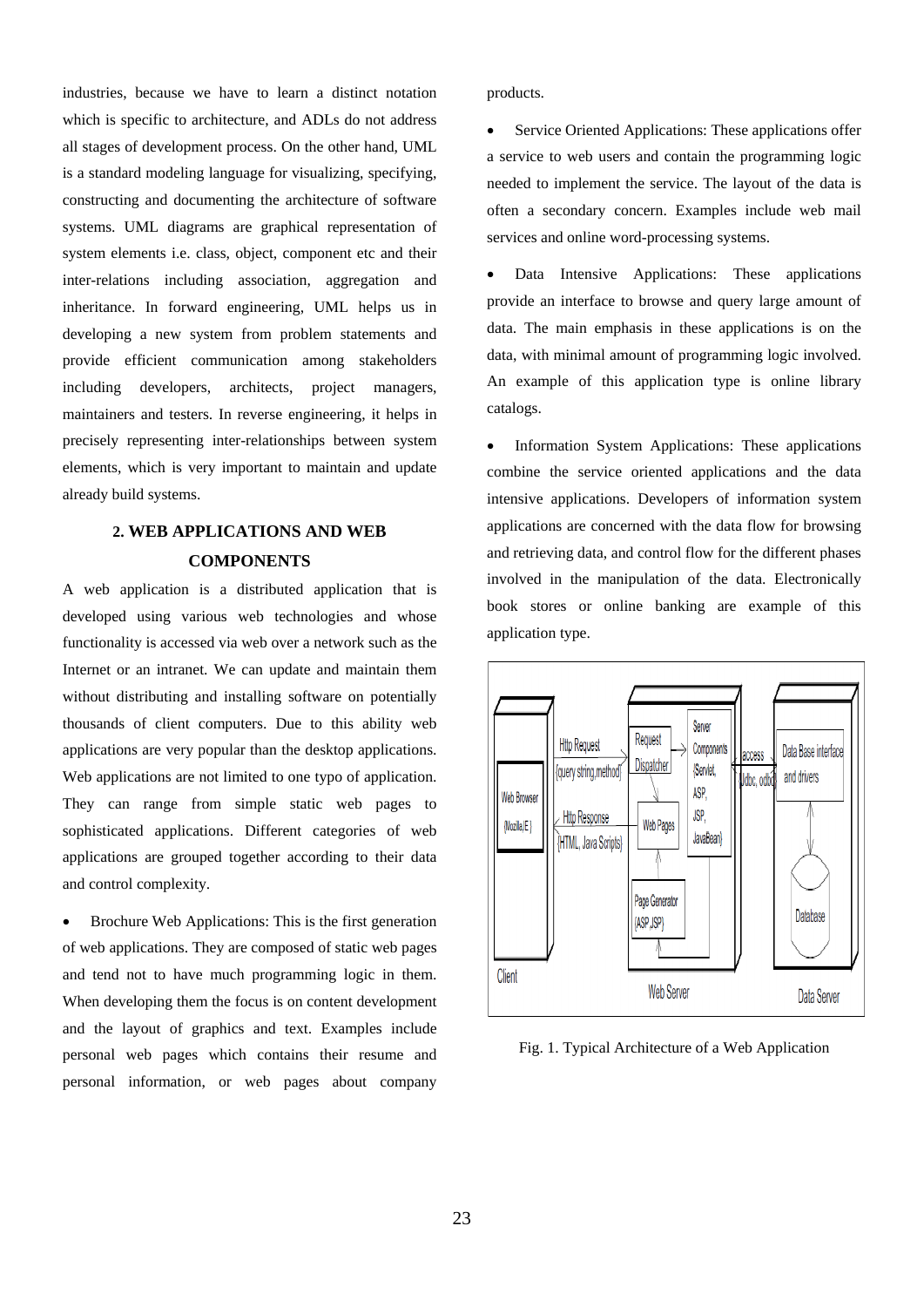industries, because we have to learn a distinct notation which is specific to architecture, and ADLs do not address all stages of development process. On the other hand, UML is a standard modeling language for visualizing, specifying, constructing and documenting the architecture of software systems. UML diagrams are graphical representation of system elements i.e. class, object, component etc and their inter-relations including association, aggregation and inheritance. In forward engineering, UML helps us in developing a new system from problem statements and provide efficient communication among stakeholders including developers, architects, project managers, maintainers and testers. In reverse engineering, it helps in precisely representing inter-relationships between system elements, which is very important to maintain and update already build systems.

## 2. WEB APPLICATIONS AND WEB COMPONENTS

A web application is a distributed application that is developed using various web technologies and whose functionality is accessed via web over a network such as the Internet or an intranet. We can update and maintain them without distributing and installing software on potentially thousands of client computers. Due to this ability web applications are very popular than the desktop applications. Web applications are not limited to one typo of application. They can range from simple static web pages to sophisticated applications. Different categories of web applications are grouped together according to their data and control complexity.

- Brochure Web Applications: This is the first generation of web applications. They are composed of static web pages and tend not to have much programming logic in them. When developing them the focus is on content development and the layout of graphics and text. Examples include personal web pages which contains their resume and personal information, or web pages about company products.
- Service Oriented Applications: These applications offer a service to web users and contain the programming logic needed to implement the service. The layout of the data is often a secondary concern. Examples include web mail services and online word-processing systems.
- Data Intensive Applications: These applications provide an interface to browse and query large amount of data. The main emphasis in these applications is on the data, with minimal amount of programming logic involved. An example of this application type is online library catalogs.
- Information System Applications: These applications combine the service oriented applications and the data intensive applications. Developers of information system applications are concerned with the data flow for browsing and retrieving data, and control flow for the different phases involved in the manipulation of the data. Electronically book stores or online banking are example of this application type.

Fig. 1. Typical Architecture of a Web Application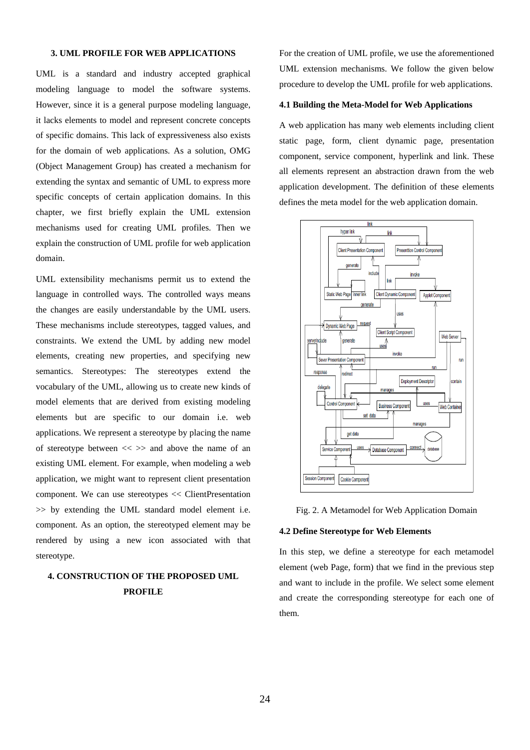### 3. UML PROFILE FOR WEB APPLICATIONS

UML is a standard and industry accepted graphical modeling language to model the software systems. However, since it is a general purpose modeling language, it lacks elements to model and represent concrete concepts of specific domains. This lack of expressiveness also exists for the domain of web applications. As a solution, OMG (Object Management Group) has created a mechanism for extending the syntax and semantic of UML to express more specific concepts of certain application domains. In this chapter, we first briefly explain the UML extension mechanisms used for creating UML profiles. Then we explain the construction of UML profile for web application domain.

UML extensibility mechanisms permit us to extend the language in controlled ways. The controlled ways means the changes are easily understandable by the UML users. These mechanisms include stereotypes, tagged values, and constraints. We extend the UML by adding new model elements, creating new properties, and specifying new semantics. Stereotypes: The stereotypes extend the vocabulary of the UML, allowing us to create new kinds of model elements that are derived from existing modeling elements but are specific to our domain i.e. web applications. We represent a stereotype by placing the name of stereotype between << >> and above the name of an existing UML element. For example, when modeling a web application, we might want to represent client presentation component. We can use stereotypes << ClientPresentation >> by extending the UML standard model element i.e. component. As an option, the stereotyped element may be rendered by using a new icon associated with that stereotype.

### 4. CONSTRUCTION OF THE PROPOSED UML PROFILE

For the creation of UML profile, we use the aforementioned UML extension mechanisms. We follow the given below procedure to develop the UML profile for web applications.

#### 4.1 Building the Meta-Model for Web Applications

A web application has many web elements including client static page, form, client dynamic page, presentation component, service component, hyperlink and link. These all elements represent an abstraction drawn from the web application development. The definition of these elements defines the meta model for the web application domain.

Fig. 2. A Metamodel for Web Application Domain

#### 4.2 Define Stereotype for Web Elements

In this step, we define a stereotype for each metamodel element (web Page, form) that we find in the previous step and want to include in the profile. We select some element and create the corresponding stereotype for each one of them.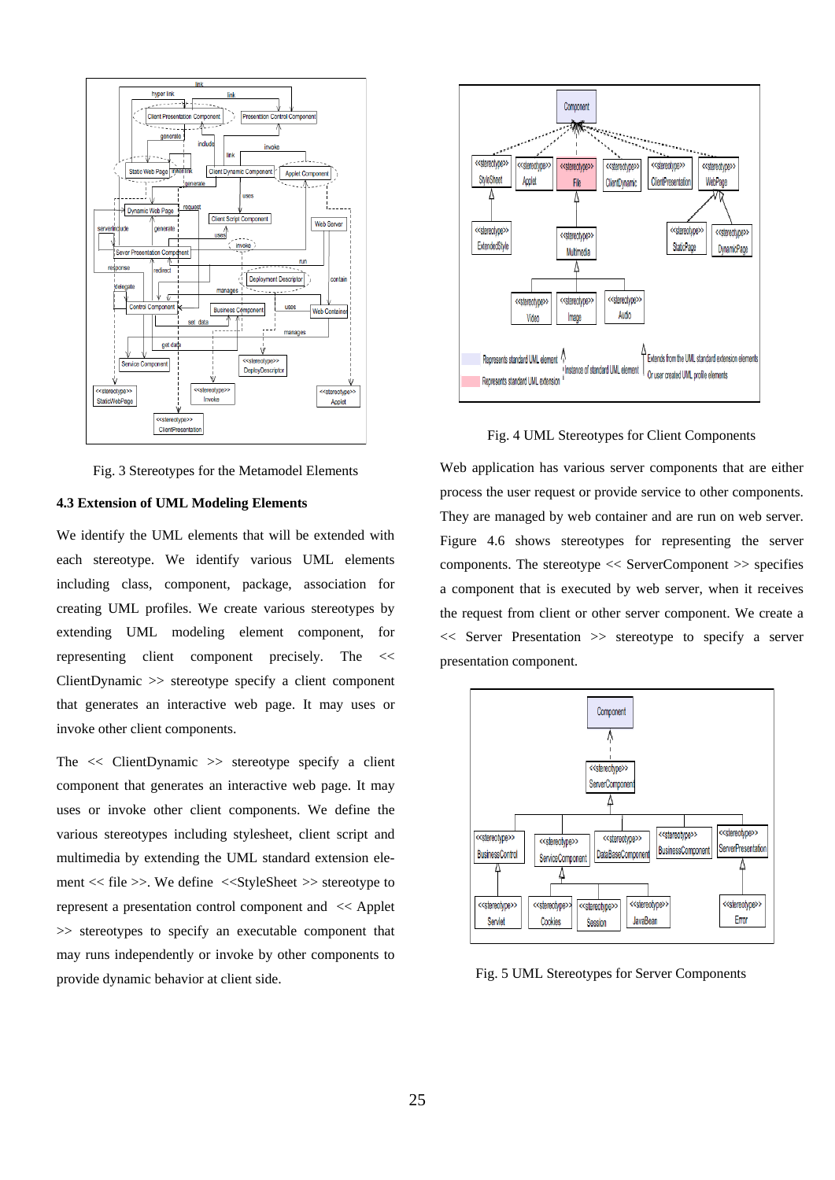Fig. 3 Stereotypes for the Metamodel Elements

### 4.3 Extension of UML Modeling Elements

We identify the UML elements that will be extended with each stereotype. We identify various UML elements including class, component, package, association for creating UML profiles. We create various stereotypes by extending UML modeling element component, for representing client component precisely. The << ClientDynamic >> stereotype specify a client component that generates an interactive web page. It may uses or invoke other client components.

The << ClientDynamic >> stereotype specify a client component that generates an interactive web page. It may uses or invoke other client components. We define the various stereotypes including stylesheet, client script and multimedia by extending the UML standard extension element << file >>. We define <<StyleSheet >> stereotype to represent a presentation control component and << Applet >> stereotypes to specify an executable component that may runs independently or invoke by other components to provide dynamic behavior at client side.

Fig. 4 UML Stereotypes for Client Components

Web application has various server components that are either process the user request or provide service to other components. They are managed by web container and are run on web server. Figure 4.6 shows stereotypes for representing the server components. The stereotype << ServerComponent >> specifies a component that is executed by web server, when it receives the request from client or other server component. We create a << Server Presentation >> stereotype to specify a server presentation component.

Fig. 5 UML Stereotypes for Server Components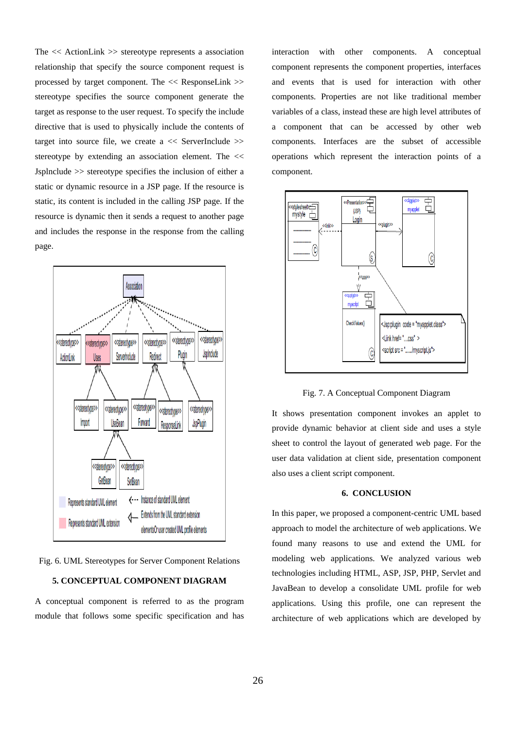The << ActionLink >> stereotype represents a association relationship that specify the source component request is processed by target component. The << ResponseLink >> stereotype specifies the source component generate the target as response to the user request. To specify the include directive that is used to physically include the contents of target into source file, we create a << ServerInclude >> stereotype by extending an association element. The << JspInclude >> stereotype specifies the inclusion of either a static or dynamic resource in a JSP page. If the resource is static, its content is included in the calling JSP page. If the resource is dynamic then it sends a request to another page and includes the response in the response from the calling page.

Fig. 6. UML Stereotypes for Server Component Relations

## 5. CONCEPTUAL COMPONENT DIAGRAM

A conceptual component is referred to as the program module that follows some specific specification and has interaction with other components. A conceptual component represents the component properties, interfaces and events that is used for interaction with other components. Properties are not like traditional member variables of a class, instead these are high level attributes of a component that can be accessed by other web components. Interfaces are the subset of accessible operations which represent the interaction points of a component.

Fig. 7. A Conceptual Component Diagram

It shows presentation component invokes an applet to provide dynamic behavior at client side and uses a style sheet to control the layout of generated web page. For the user data validation at client side, presentation component also uses a client script component.

## 6. CONCLUSION

In this paper, we proposed a component-centric UML based approach to model the architecture of web applications. We found many reasons to use and extend the UML for modeling web applications. We analyzed various web technologies including HTML, ASP, JSP, PHP, Servlet and JavaBean to develop a consolidate UML profile for web applications. Using this profile, one can represent the architecture of web applications which are developed by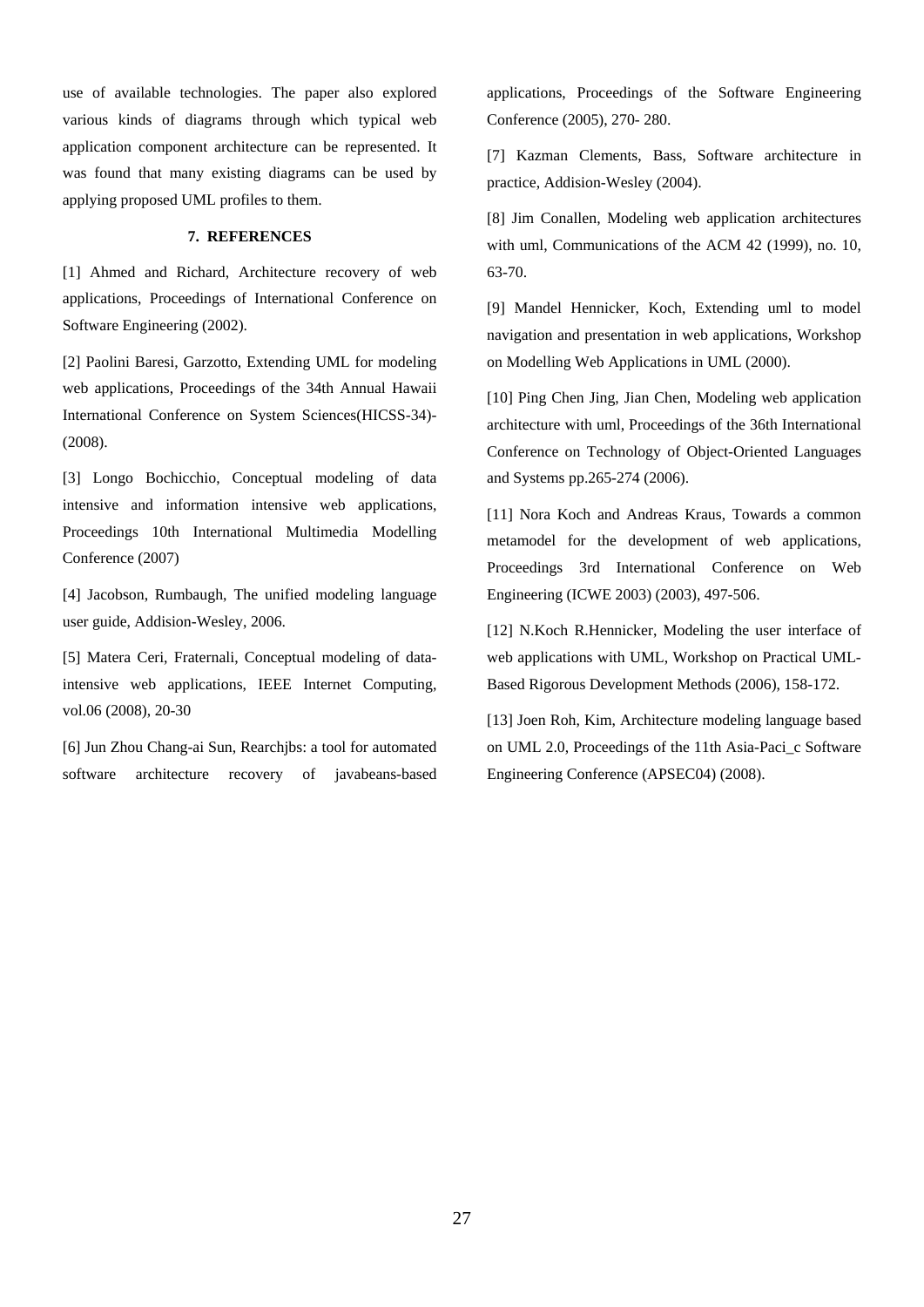use of available technologies. The paper also explored various kinds of diagrams through which typical web application component architecture can be represented. It was found that many existing diagrams can be used by applying proposed UML profiles to them.

## 7. REFERENCES

[1] Ahmed and Richard, Architecture recovery of web applications, Proceedings of International Conference on Software Engineering (2002).

[2] Paolini Baresi, Garzotto, Extending UML for modeling web applications, Proceedings of the 34th Annual Hawaii International Conference on System Sciences(HICSS-34)-(2008).

[3] Longo Bochicchio, Conceptual modeling of data intensive and information intensive web applications, Proceedings 10th International Multimedia Modelling Conference (2007)

[4] Jacobson, Rumbaugh, The unified modeling language user guide, Addision-Wesley, 2006.

[5] Matera Ceri, Fraternali, Conceptual modeling of data-intensive web applications, IEEE Internet Computing, vol.06 (2008), 20-30

[6] Jun Zhou Chang-ai Sun, Rearchjbs: a tool for automated software architecture recovery of javabeans-based applications, Proceedings of the Software Engineering Conference (2005), 270- 280.

[7] Kazman Clements, Bass, Software architecture in practice, Addision-Wesley (2004).

[8] Jim Conallen, Modeling web application architectures with uml, Communications of the ACM 42 (1999), no. 10, 63-70.

[9] Mandel Hennicker, Koch, Extending uml to model navigation and presentation in web applications, Workshop on Modelling Web Applications in UML (2000).

[10] Ping Chen Jing, Jian Chen, Modeling web application architecture with uml, Proceedings of the 36th International Conference on Technology of Object-Oriented Languages and Systems pp.265-274 (2006).

[11] Nora Koch and Andreas Kraus, Towards a common metamodel for the development of web applications, Proceedings 3rd International Conference on Web Engineering (ICWE 2003) (2003), 497-506.

[12] N.Koch R.Hennicker, Modeling the user interface of web applications with UML, Workshop on Practical UML-Based Rigorous Development Methods (2006), 158-172.

[13] Joen Roh, Kim, Architecture modeling language based on UML 2.0, Proceedings of the 11th Asia-Paci_c Software Engineering Conference (APSEC04) (2008).